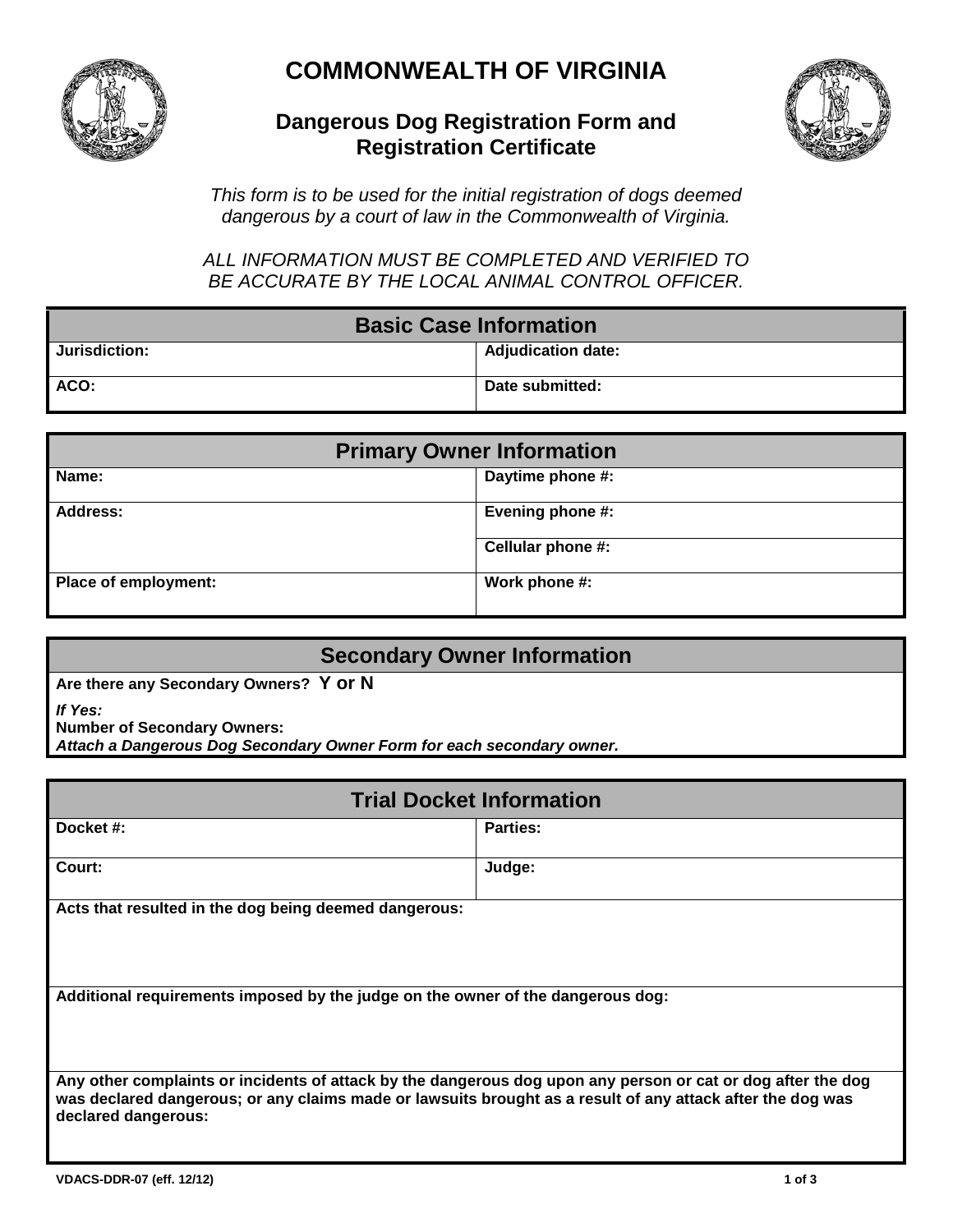# COMMONWEALTH OF VIRGINIA

## Dangerous Dog Registration Form and Registration Certificate

*This form is to be used for the initial registration of dogs deemed dangerous by a court of law in the Commonwealth of Virginia.*

*ALL INFORMATION MUST BE COMPLETED AND VERIFIED TO BE ACCURATE BY THE LOCAL ANIMAL CONTROL OFFICER.*

| Basic Case Information | |
|---|---|
| **Jurisdiction:** | **Adjudication date:** |
| **ACO:** | **Date submitted:** |

| Primary Owner Information | |
|---|---|
| **Name:** | **Daytime phone #:** |
| **Address:** | **Evening phone #:** |
| | **Cellular phone #:** |
| **Place of employment:** | **Work phone #:** |

### Secondary Owner Information

**Are there any Secondary Owners? Y or N**

***If Yes:***
**Number of Secondary Owners:**
***Attach a Dangerous Dog Secondary Owner Form for each secondary owner.***

| Trial Docket Information | |
|---|---|
| **Docket #:** | **Parties:** |
| **Court:** | **Judge:** |

**Acts that resulted in the dog being deemed dangerous:**

**Additional requirements imposed by the judge on the owner of the dangerous dog:**

**Any other complaints or incidents of attack by the dangerous dog upon any person or cat or dog after the dog was declared dangerous; or any claims made or lawsuits brought as a result of any attack after the dog was declared dangerous:**

VDACS-DDR-07 (eff. 12/12)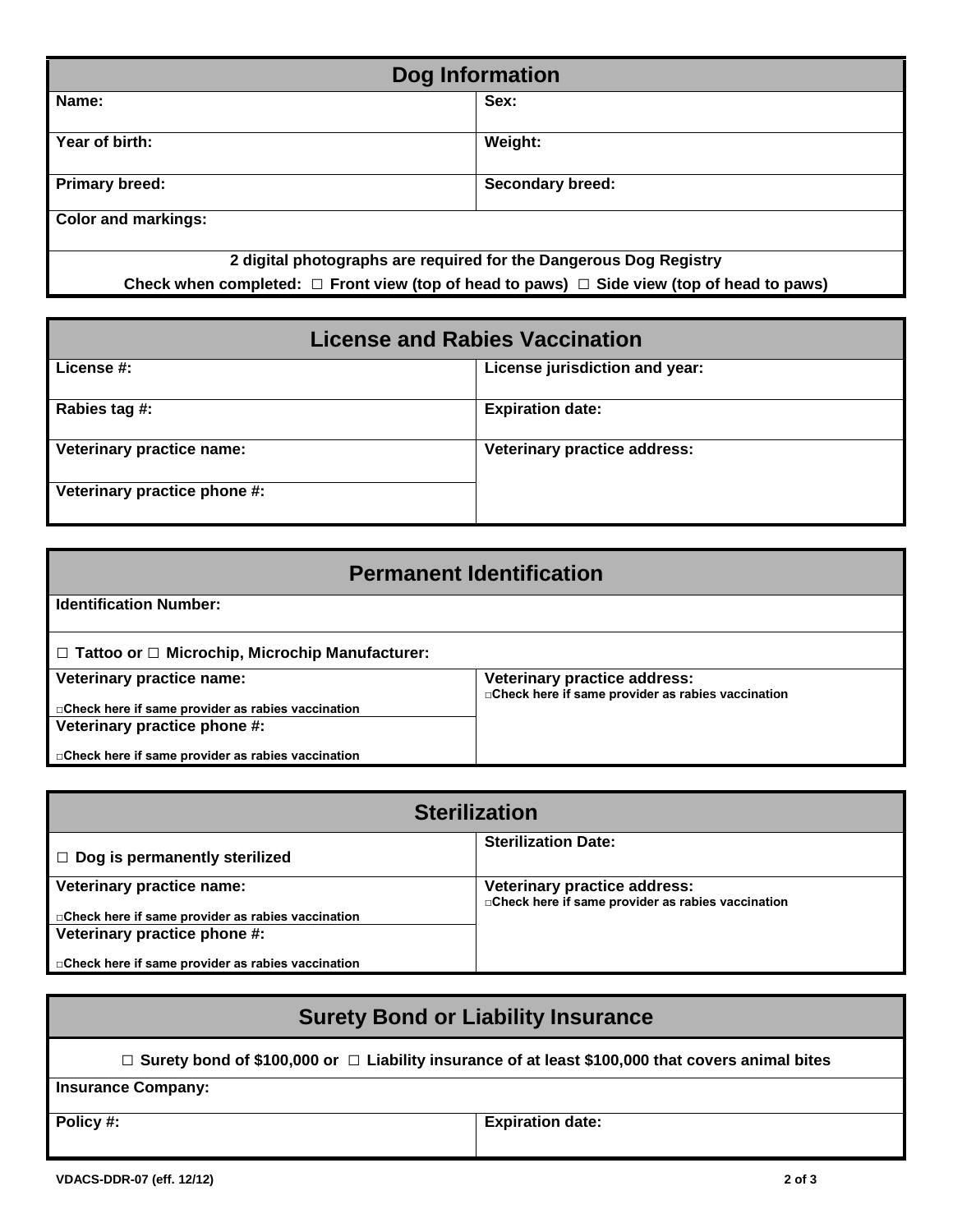## Dog Information

| Name: | Sex: |
| --- | --- |
| Year of birth: | Weight: |
| Primary breed: | Secondary breed: |
| Color and markings: | |

**2 digital photographs are required for the Dangerous Dog Registry**

**Check when completed: □ Front view (top of head to paws) □ Side view (top of head to paws)**

## License and Rabies Vaccination

| License #: | License jurisdiction and year: |
| --- | --- |
| Rabies tag #: | Expiration date: |
| Veterinary practice name: | Veterinary practice address: |
| Veterinary practice phone #: | |

## Permanent Identification

**Identification Number:**

**□ Tattoo or □ Microchip, Microchip Manufacturer:**

| Veterinary practice name: □Check here if same provider as rabies vaccination | Veterinary practice address: □Check here if same provider as rabies vaccination |
| --- | --- |
| Veterinary practice phone #: □Check here if same provider as rabies vaccination | |

## Sterilization

| □ Dog is permanently sterilized | Sterilization Date: |
| --- | --- |
| Veterinary practice name: □Check here if same provider as rabies vaccination | Veterinary practice address: □Check here if same provider as rabies vaccination |
| Veterinary practice phone #: □Check here if same provider as rabies vaccination | |

## Surety Bond or Liability Insurance

**□ Surety bond of $100,000 or □ Liability insurance of at least $100,000 that covers animal bites**

**Insurance Company:**

| Policy #: | Expiration date: |
| --- | --- |

VDACS-DDR-07 (eff. 12/12)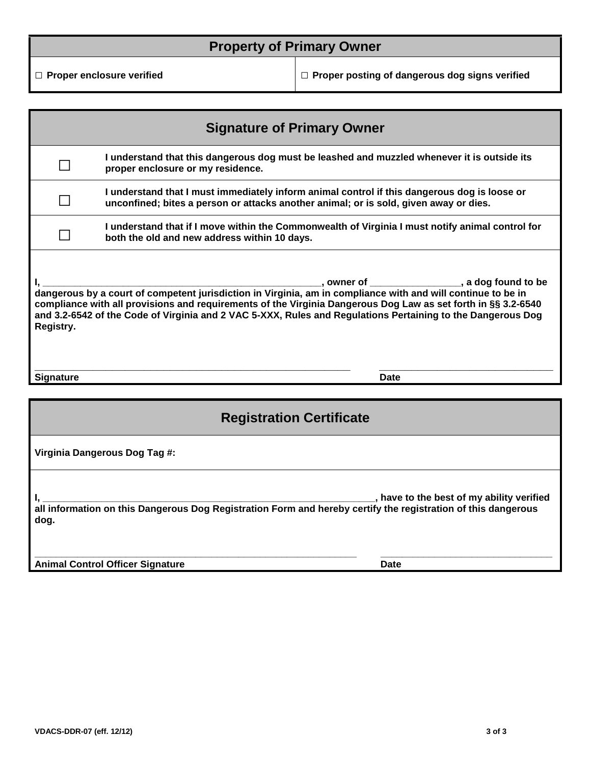## Property of Primary Owner

| | |
|---|---|
| ☐ **Proper enclosure verified** | ☐ **Proper posting of dangerous dog signs verified** |

## Signature of Primary Owner

| | |
|---|---|
| ☐ | **I understand that this dangerous dog must be leashed and muzzled whenever it is outside its proper enclosure or my residence.** |
| ☐ | **I understand that I must immediately inform animal control if this dangerous dog is loose or unconfined; bites a person or attacks another animal; or is sold, given away or dies.** |
| ☐ | **I understand that if I move within the Commonwealth of Virginia I must notify animal control for both the old and new address within 10 days.** |

**I, ______________________________________________________, owner of ________________, a dog found to be dangerous by a court of competent jurisdiction in Virginia, am in compliance with and will continue to be in compliance with all provisions and requirements of the Virginia Dangerous Dog Law as set forth in §§ 3.2-6540 and 3.2-6542 of the Code of Virginia and 2 VAC 5-XXX, Rules and Regulations Pertaining to the Dangerous Dog Registry.**

_____________________________________________________________ _________________________________

**Signature** **Date**

## Registration Certificate

**Virginia Dangerous Dog Tag #:**

**I, _________________________________________________________________, have to the best of my ability verified all information on this Dangerous Dog Registration Form and hereby certify the registration of this dangerous dog.**

_____________________________________________________________ _________________________________

**Animal Control Officer Signature** **Date**

**VDACS-DDR-07 (eff. 12/12)**